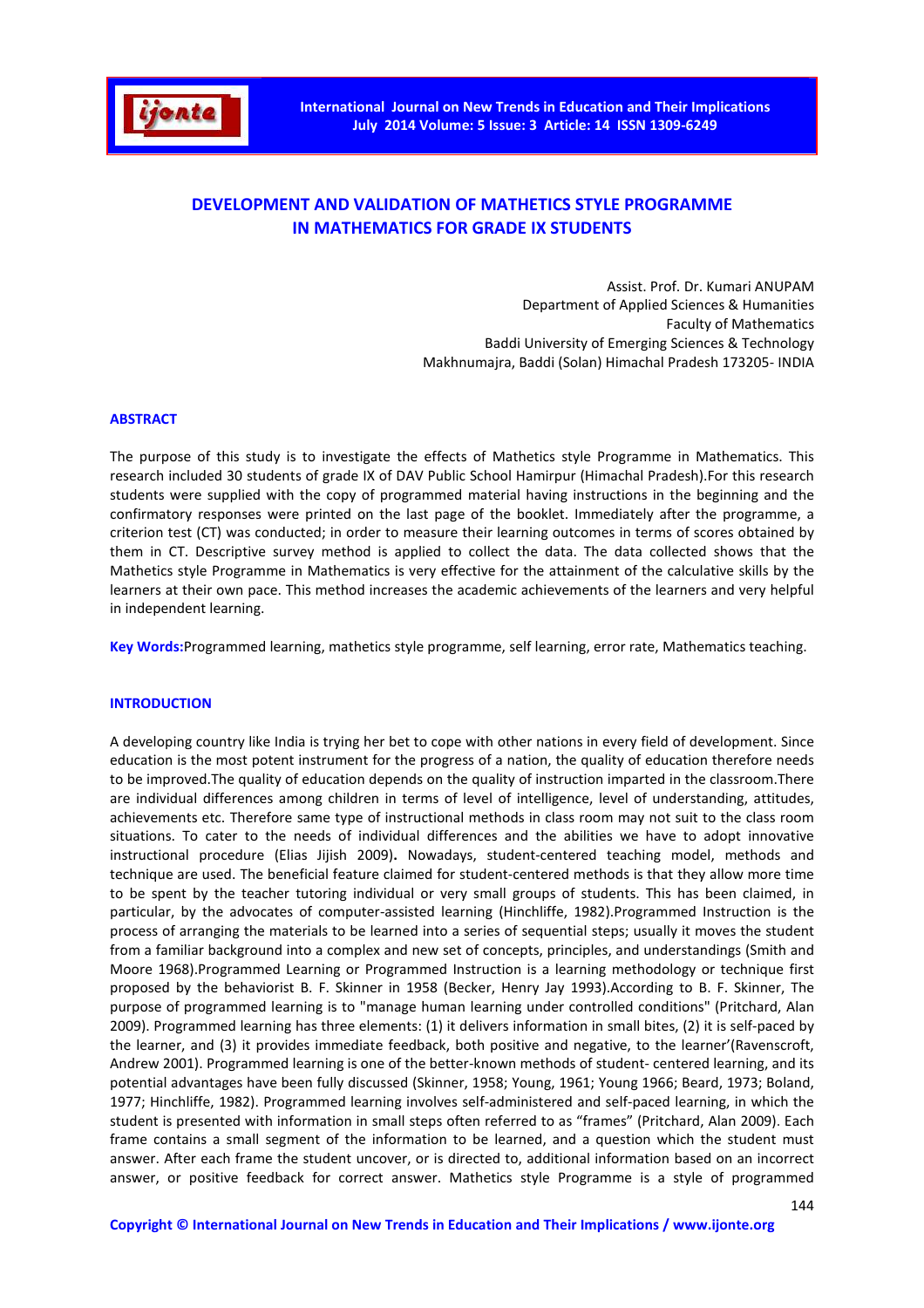# DEVELOPMENT AND VALIDATION OF MATHETICS STYLE PROGRAMME IN MATHEMATICS FOR GRADE IX STUDENTS

Assist. Prof. Dr. Kumari ANUPAM
Department of Applied Sciences & Humanities
Faculty of Mathematics
Baddi University of Emerging Sciences & Technology
Makhnumajra, Baddi (Solan) Himachal Pradesh 173205- INDIA

## ABSTRACT

The purpose of this study is to investigate the effects of Mathetics style Programme in Mathematics. This research included 30 students of grade IX of DAV Public School Hamirpur (Himachal Pradesh).For this research students were supplied with the copy of programmed material having instructions in the beginning and the confirmatory responses were printed on the last page of the booklet. Immediately after the programme, a criterion test (CT) was conducted; in order to measure their learning outcomes in terms of scores obtained by them in CT. Descriptive survey method is applied to collect the data. The data collected shows that the Mathetics style Programme in Mathematics is very effective for the attainment of the calculative skills by the learners at their own pace. This method increases the academic achievements of the learners and very helpful in independent learning.

**Key Words:** Programmed learning, mathetics style programme, self learning, error rate, Mathematics teaching.

## INTRODUCTION

A developing country like India is trying her bet to cope with other nations in every field of development. Since education is the most potent instrument for the progress of a nation, the quality of education therefore needs to be improved.The quality of education depends on the quality of instruction imparted in the classroom.There are individual differences among children in terms of level of intelligence, level of understanding, attitudes, achievements etc. Therefore same type of instructional methods in class room may not suit to the class room situations. To cater to the needs of individual differences and the abilities we have to adopt innovative instructional procedure (Elias Jijish 2009). Nowadays, student-centered teaching model, methods and technique are used. The beneficial feature claimed for student-centered methods is that they allow more time to be spent by the teacher tutoring individual or very small groups of students. This has been claimed, in particular, by the advocates of computer-assisted learning (Hinchliffe, 1982).Programmed Instruction is the process of arranging the materials to be learned into a series of sequential steps; usually it moves the student from a familiar background into a complex and new set of concepts, principles, and understandings (Smith and Moore 1968).Programmed Learning or Programmed Instruction is a learning methodology or technique first proposed by the behaviorist B. F. Skinner in 1958 (Becker, Henry Jay 1993).According to B. F. Skinner, The purpose of programmed learning is to "manage human learning under controlled conditions" (Pritchard, Alan 2009). Programmed learning has three elements: (1) it delivers information in small bites, (2) it is self-paced by the learner, and (3) it provides immediate feedback, both positive and negative, to the learner'(Ravenscroft, Andrew 2001). Programmed learning is one of the better-known methods of student- centered learning, and its potential advantages have been fully discussed (Skinner, 1958; Young, 1961; Young 1966; Beard, 1973; Boland, 1977; Hinchliffe, 1982). Programmed learning involves self-administered and self-paced learning, in which the student is presented with information in small steps often referred to as "frames" (Pritchard, Alan 2009). Each frame contains a small segment of the information to be learned, and a question which the student must answer. After each frame the student uncover, or is directed to, additional information based on an incorrect answer, or positive feedback for correct answer. Mathetics style Programme is a style of programmed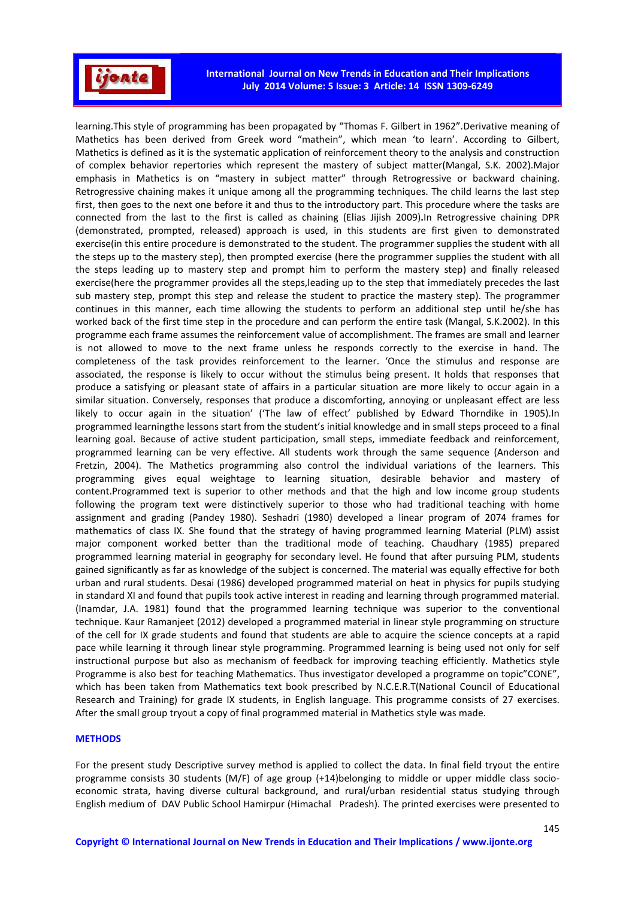learning.This style of programming has been propagated by "Thomas F. Gilbert in 1962".Derivative meaning of Mathetics has been derived from Greek word "mathein", which mean 'to learn'. According to Gilbert, Mathetics is defined as it is the systematic application of reinforcement theory to the analysis and construction of complex behavior repertories which represent the mastery of subject matter(Mangal, S.K. 2002).Major emphasis in Mathetics is on "mastery in subject matter" through Retrogressive or backward chaining. Retrogressive chaining makes it unique among all the programming techniques. The child learns the last step first, then goes to the next one before it and thus to the introductory part. This procedure where the tasks are connected from the last to the first is called as chaining (Elias Jijish 2009)**.**In Retrogressive chaining DPR (demonstrated, prompted, released) approach is used, in this students are first given to demonstrated exercise(in this entire procedure is demonstrated to the student. The programmer supplies the student with all the steps up to the mastery step), then prompted exercise (here the programmer supplies the student with all the steps leading up to mastery step and prompt him to perform the mastery step) and finally released exercise(here the programmer provides all the steps,leading up to the step that immediately precedes the last sub mastery step, prompt this step and release the student to practice the mastery step). The programmer continues in this manner, each time allowing the students to perform an additional step until he/she has worked back of the first time step in the procedure and can perform the entire task (Mangal, S.K.2002). In this programme each frame assumes the reinforcement value of accomplishment. The frames are small and learner is not allowed to move to the next frame unless he responds correctly to the exercise in hand. The completeness of the task provides reinforcement to the learner. 'Once the stimulus and response are associated, the response is likely to occur without the stimulus being present. It holds that responses that produce a satisfying or pleasant state of affairs in a particular situation are more likely to occur again in a similar situation. Conversely, responses that produce a discomforting, annoying or unpleasant effect are less likely to occur again in the situation' ('The law of effect' published by Edward Thorndike in 1905).In programmed learningthe lessons start from the student's initial knowledge and in small steps proceed to a final learning goal. Because of active student participation, small steps, immediate feedback and reinforcement, programmed learning can be very effective. All students work through the same sequence (Anderson and Fretzin, 2004). The Mathetics programming also control the individual variations of the learners. This programming gives equal weightage to learning situation, desirable behavior and mastery of content.Programmed text is superior to other methods and that the high and low income group students following the program text were distinctively superior to those who had traditional teaching with home assignment and grading (Pandey 1980). Seshadri (1980) developed a linear program of 2074 frames for mathematics of class IX. She found that the strategy of having programmed learning Material (PLM) assist major component worked better than the traditional mode of teaching. Chaudhary (1985) prepared programmed learning material in geography for secondary level. He found that after pursuing PLM, students gained significantly as far as knowledge of the subject is concerned. The material was equally effective for both urban and rural students. Desai (1986) developed programmed material on heat in physics for pupils studying in standard XI and found that pupils took active interest in reading and learning through programmed material. (Inamdar, J.A. 1981) found that the programmed learning technique was superior to the conventional technique. Kaur Ramanjeet (2012) developed a programmed material in linear style programming on structure of the cell for IX grade students and found that students are able to acquire the science concepts at a rapid pace while learning it through linear style programming. Programmed learning is being used not only for self instructional purpose but also as mechanism of feedback for improving teaching efficiently. Mathetics style Programme is also best for teaching Mathematics. Thus investigator developed a programme on topic"CONE", which has been taken from Mathematics text book prescribed by N.C.E.R.T(National Council of Educational Research and Training) for grade IX students, in English language. This programme consists of 27 exercises. After the small group tryout a copy of final programmed material in Mathetics style was made.

## METHODS

For the present study Descriptive survey method is applied to collect the data. In final field tryout the entire programme consists 30 students (M/F) of age group (+14)belonging to middle or upper middle class socio-economic strata, having diverse cultural background, and rural/urban residential status studying through English medium of DAV Public School Hamirpur (Himachal Pradesh). The printed exercises were presented to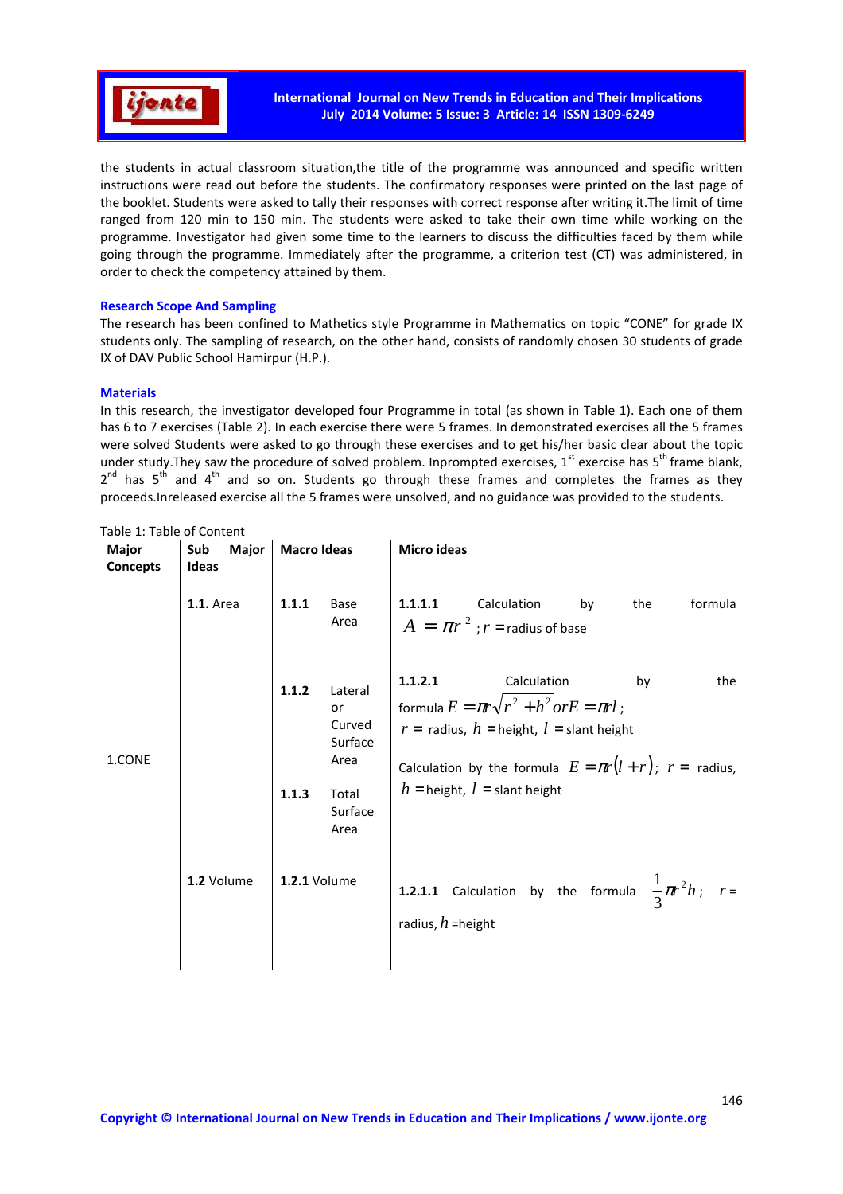the students in actual classroom situation,the title of the programme was announced and specific written instructions were read out before the students. The confirmatory responses were printed on the last page of the booklet. Students were asked to tally their responses with correct response after writing it.The limit of time ranged from 120 min to 150 min. The students were asked to take their own time while working on the programme. Investigator had given some time to the learners to discuss the difficulties faced by them while going through the programme. Immediately after the programme, a criterion test (CT) was administered, in order to check the competency attained by them.

### Research Scope And Sampling

The research has been confined to Mathetics style Programme in Mathematics on topic "CONE" for grade IX students only. The sampling of research, on the other hand, consists of randomly chosen 30 students of grade IX of DAV Public School Hamirpur (H.P.).

### Materials

In this research, the investigator developed four Programme in total (as shown in Table 1). Each one of them has 6 to 7 exercises (Table 2). In each exercise there were 5 frames. In demonstrated exercises all the 5 frames were solved Students were asked to go through these exercises and to get his/her basic clear about the topic under study.They saw the procedure of solved problem. Inprompted exercises, 1st exercise has 5th frame blank, 2nd has 5th and 4th and so on. Students go through these frames and completes the frames as they proceeds.Inreleased exercise all the 5 frames were unsolved, and no guidance was provided to the students.

Table 1: Table of Content

| Major Concepts | Sub Major Ideas | Macro Ideas | Micro ideas |
|---|---|---|---|
| 1.CONE | 1.1. Area | 1.1.1 Base Area | 1.1.1.1 Calculation by the formula $A = \pi r^2$ ; $r$ = radius of base |
| | | 1.1.2 Lateral or Curved Surface Area | 1.1.2.1 Calculation by the formula $E = \pi r\sqrt{r^2 + h^2}$ or $E = \pi rl$ ; $r$ = radius, $h$ = height, $l$ = slant height |
| | | 1.1.3 Total Surface Area | Calculation by the formula $E = \pi r(l + r)$; $r$ = radius, $h$ = height, $l$ = slant height |
| | 1.2 Volume | 1.2.1 Volume | 1.2.1.1 Calculation by the formula $\frac{1}{3}\pi r^2 h$ ; $r$ = radius, $h$ = height |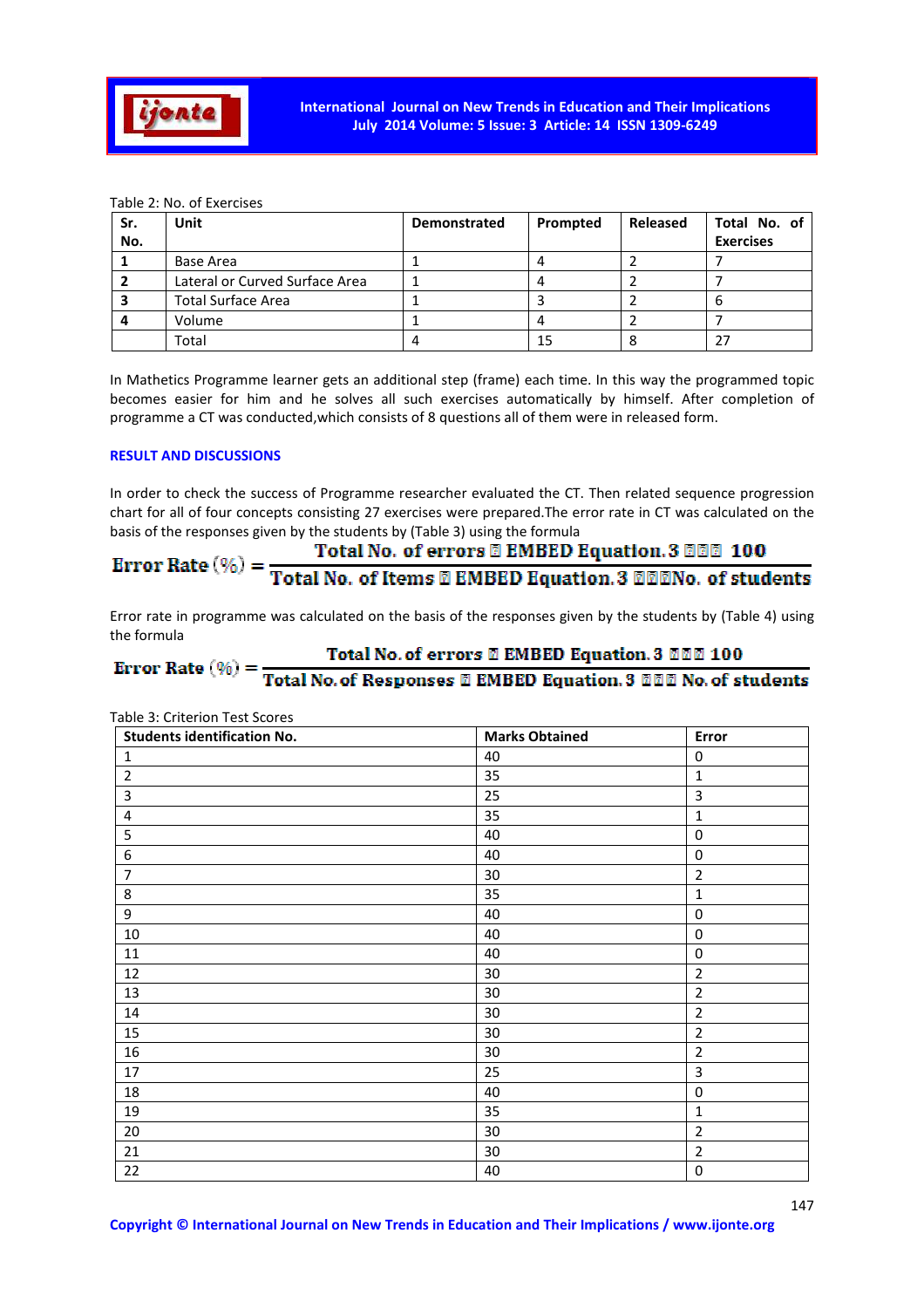Table 2: No. of Exercises

| Sr. No. | Unit | Demonstrated | Prompted | Released | Total No. of Exercises |
|---|---|---|---|---|---|
| 1 | Base Area | 1 | 4 | 2 | 7 |
| 2 | Lateral or Curved Surface Area | 1 | 4 | 2 | 7 |
| 3 | Total Surface Area | 1 | 3 | 2 | 6 |
| 4 | Volume | 1 | 4 | 2 | 7 |
| | Total | 4 | 15 | 8 | 27 |

In Mathetics Programme learner gets an additional step (frame) each time. In this way the programmed topic becomes easier for him and he solves all such exercises automatically by himself. After completion of programme a CT was conducted,which consists of 8 questions all of them were in released form.

## RESULT AND DISCUSSIONS

In order to check the success of Programme researcher evaluated the CT. Then related sequence progression chart for all of four concepts consisting 27 exercises were prepared.The error rate in CT was calculated on the basis of the responses given by the students by (Table 3) using the formula

$$\text{Error Rate (\%)} = \frac{\text{Total No. of errors} \times 100}{\text{Total No. of Items} \times \text{No. of students}}$$

Error rate in programme was calculated on the basis of the responses given by the students by (Table 4) using the formula

$$\text{Error Rate (\%)} = \frac{\text{Total No. of errors} \times 100}{\text{Total No. of Responses} \times \text{No. of students}}$$

Table 3: Criterion Test Scores

| Students identification No. | Marks Obtained | Error |
|---|---|---|
| 1 | 40 | 0 |
| 2 | 35 | 1 |
| 3 | 25 | 3 |
| 4 | 35 | 1 |
| 5 | 40 | 0 |
| 6 | 40 | 0 |
| 7 | 30 | 2 |
| 8 | 35 | 1 |
| 9 | 40 | 0 |
| 10 | 40 | 0 |
| 11 | 40 | 0 |
| 12 | 30 | 2 |
| 13 | 30 | 2 |
| 14 | 30 | 2 |
| 15 | 30 | 2 |
| 16 | 30 | 2 |
| 17 | 25 | 3 |
| 18 | 40 | 0 |
| 19 | 35 | 1 |
| 20 | 30 | 2 |
| 21 | 30 | 2 |
| 22 | 40 | 0 |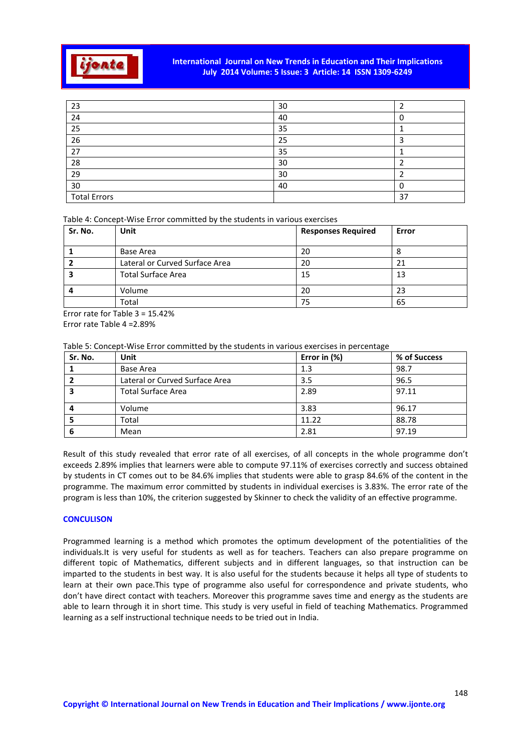| | | |
|---|---|---|
| 23 | 30 | 2 |
| 24 | 40 | 0 |
| 25 | 35 | 1 |
| 26 | 25 | 3 |
| 27 | 35 | 1 |
| 28 | 30 | 2 |
| 29 | 30 | 2 |
| 30 | 40 | 0 |
| Total Errors | | 37 |

Table 4: Concept-Wise Error committed by the students in various exercises

| Sr. No. | Unit | Responses Required | Error |
|---|---|---|---|
| **1** | Base Area | 20 | 8 |
| **2** | Lateral or Curved Surface Area | 20 | 21 |
| **3** | Total Surface Area | 15 | 13 |
| **4** | Volume | 20 | 23 |
| | Total | 75 | 65 |

Error rate for Table 3 = 15.42%
Error rate Table 4 =2.89%

Table 5: Concept-Wise Error committed by the students in various exercises in percentage

| Sr. No. | Unit | Error in (%) | % of Success |
|---|---|---|---|
| **1** | Base Area | 1.3 | 98.7 |
| **2** | Lateral or Curved Surface Area | 3.5 | 96.5 |
| **3** | Total Surface Area | 2.89 | 97.11 |
| **4** | Volume | 3.83 | 96.17 |
| **5** | Total | 11.22 | 88.78 |
| **6** | Mean | 2.81 | 97.19 |

Result of this study revealed that error rate of all exercises, of all concepts in the whole programme don't exceeds 2.89% implies that learners were able to compute 97.11% of exercises correctly and success obtained by students in CT comes out to be 84.6% implies that students were able to grasp 84.6% of the content in the programme. The maximum error committed by students in individual exercises is 3.83%. The error rate of the program is less than 10%, the criterion suggested by Skinner to check the validity of an effective programme.

## CONCULISON

Programmed learning is a method which promotes the optimum development of the potentialities of the individuals.It is very useful for students as well as for teachers. Teachers can also prepare programme on different topic of Mathematics, different subjects and in different languages, so that instruction can be imparted to the students in best way. It is also useful for the students because it helps all type of students to learn at their own pace.This type of programme also useful for correspondence and private students, who don't have direct contact with teachers. Moreover this programme saves time and energy as the students are able to learn through it in short time. This study is very useful in field of teaching Mathematics. Programmed learning as a self instructional technique needs to be tried out in India.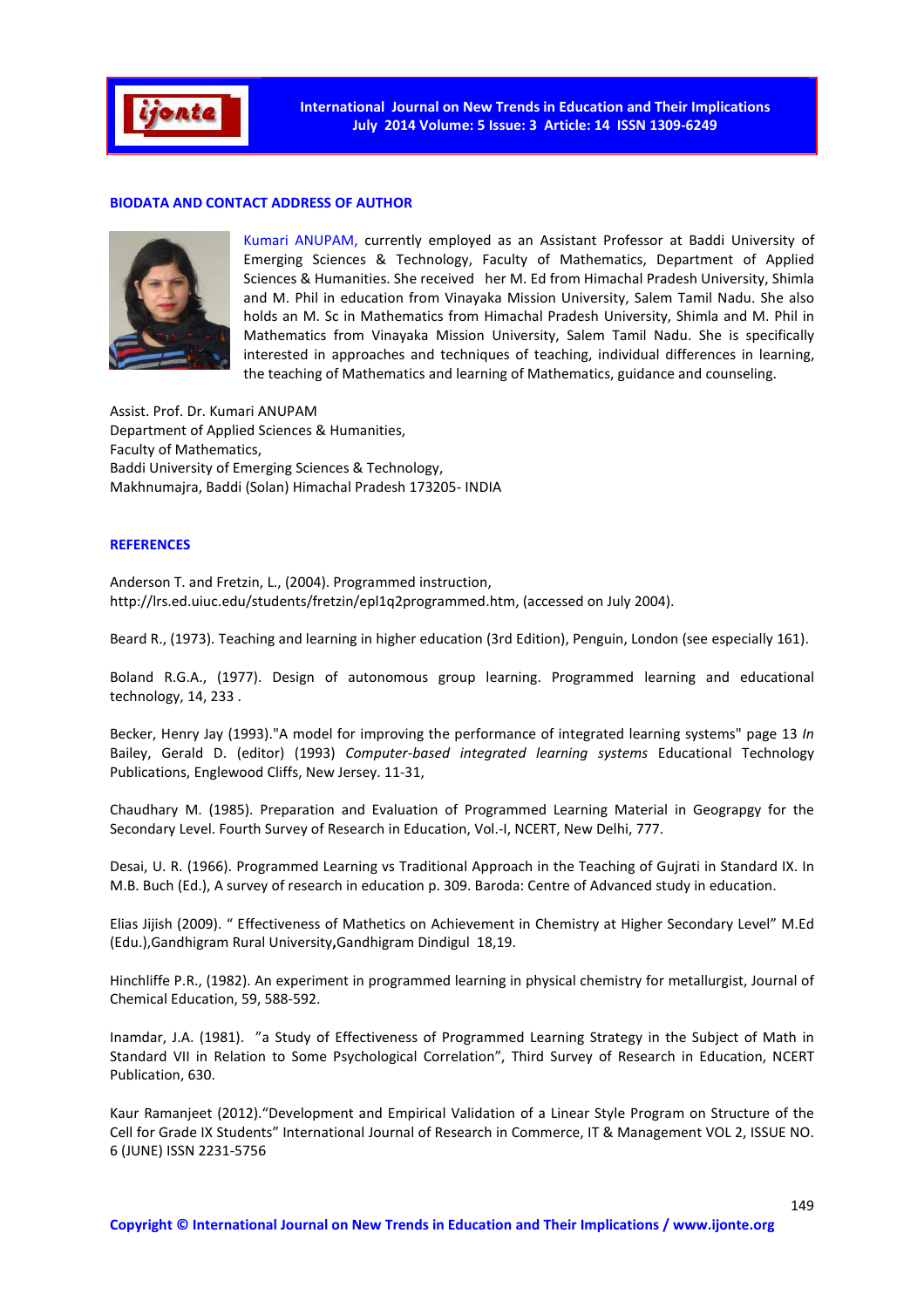## BIODATA AND CONTACT ADDRESS OF AUTHOR

Kumari ANUPAM, currently employed as an Assistant Professor at Baddi University of Emerging Sciences & Technology, Faculty of Mathematics, Department of Applied Sciences & Humanities. She received her M. Ed from Himachal Pradesh University, Shimla and M. Phil in education from Vinayaka Mission University, Salem Tamil Nadu. She also holds an M. Sc in Mathematics from Himachal Pradesh University, Shimla and M. Phil in Mathematics from Vinayaka Mission University, Salem Tamil Nadu. She is specifically interested in approaches and techniques of teaching, individual differences in learning, the teaching of Mathematics and learning of Mathematics, guidance and counseling.

Assist. Prof. Dr. Kumari ANUPAM
Department of Applied Sciences & Humanities,
Faculty of Mathematics,
Baddi University of Emerging Sciences & Technology,
Makhnumajra, Baddi (Solan) Himachal Pradesh 173205- INDIA

## REFERENCES

Anderson T. and Fretzin, L., (2004). Programmed instruction, http://lrs.ed.uiuc.edu/students/fretzin/epl1q2programmed.htm, (accessed on July 2004).

Beard R., (1973). Teaching and learning in higher education (3rd Edition), Penguin, London (see especially 161).

Boland R.G.A., (1977). Design of autonomous group learning. Programmed learning and educational technology, 14, 233 .

Becker, Henry Jay (1993)."A model for improving the performance of integrated learning systems" page 13 *In* Bailey, Gerald D. (editor) (1993) *Computer-based integrated learning systems* Educational Technology Publications, Englewood Cliffs, New Jersey. 11-31,

Chaudhary M. (1985). Preparation and Evaluation of Programmed Learning Material in Geograpgy for the Secondary Level. Fourth Survey of Research in Education, Vol.-I, NCERT, New Delhi, 777.

Desai, U. R. (1966). Programmed Learning vs Traditional Approach in the Teaching of Gujrati in Standard IX. In M.B. Buch (Ed.), A survey of research in education p. 309. Baroda: Centre of Advanced study in education.

Elias Jijish (2009). " Effectiveness of Mathetics on Achievement in Chemistry at Higher Secondary Level" M.Ed (Edu.),Gandhigram Rural University**,**Gandhigram Dindigul 18,19.

Hinchliffe P.R., (1982). An experiment in programmed learning in physical chemistry for metallurgist, Journal of Chemical Education, 59, 588-592.

Inamdar, J.A. (1981). "a Study of Effectiveness of Programmed Learning Strategy in the Subject of Math in Standard VII in Relation to Some Psychological Correlation", Third Survey of Research in Education, NCERT Publication, 630.

Kaur Ramanjeet (2012)."Development and Empirical Validation of a Linear Style Program on Structure of the Cell for Grade IX Students" International Journal of Research in Commerce, IT & Management VOL 2, ISSUE NO. 6 (JUNE) ISSN 2231-5756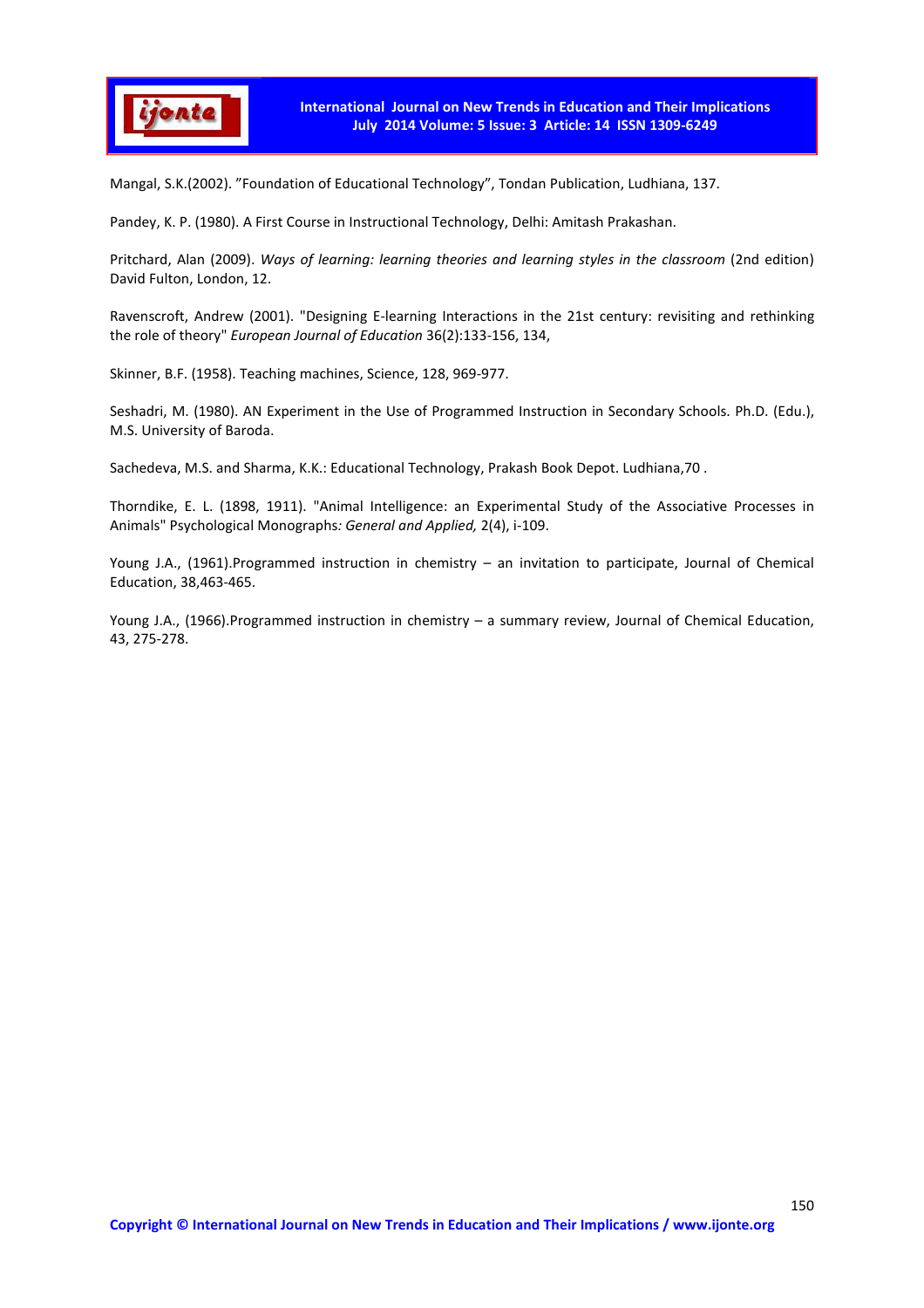Mangal, S.K.(2002). "Foundation of Educational Technology", Tondan Publication, Ludhiana, 137.

Pandey, K. P. (1980). A First Course in Instructional Technology, Delhi: Amitash Prakashan.

Pritchard, Alan (2009). *Ways of learning: learning theories and learning styles in the classroom* (2nd edition) David Fulton, London, 12.

Ravenscroft, Andrew (2001). "Designing E-learning Interactions in the 21st century: revisiting and rethinking the role of theory" *European Journal of Education* 36(2):133-156, 134,

Skinner, B.F. (1958). Teaching machines, Science, 128, 969-977.

Seshadri, M. (1980). AN Experiment in the Use of Programmed Instruction in Secondary Schools. Ph.D. (Edu.), M.S. University of Baroda.

Sachedeva, M.S. and Sharma, K.K.: Educational Technology, Prakash Book Depot. Ludhiana,70 .

Thorndike, E. L. (1898, 1911). "Animal Intelligence: an Experimental Study of the Associative Processes in Animals" Psychological Monographs*: General and Applied,* 2(4), i-109.

Young J.A., (1961).Programmed instruction in chemistry – an invitation to participate, Journal of Chemical Education, 38,463-465.

Young J.A., (1966).Programmed instruction in chemistry – a summary review, Journal of Chemical Education, 43, 275-278.